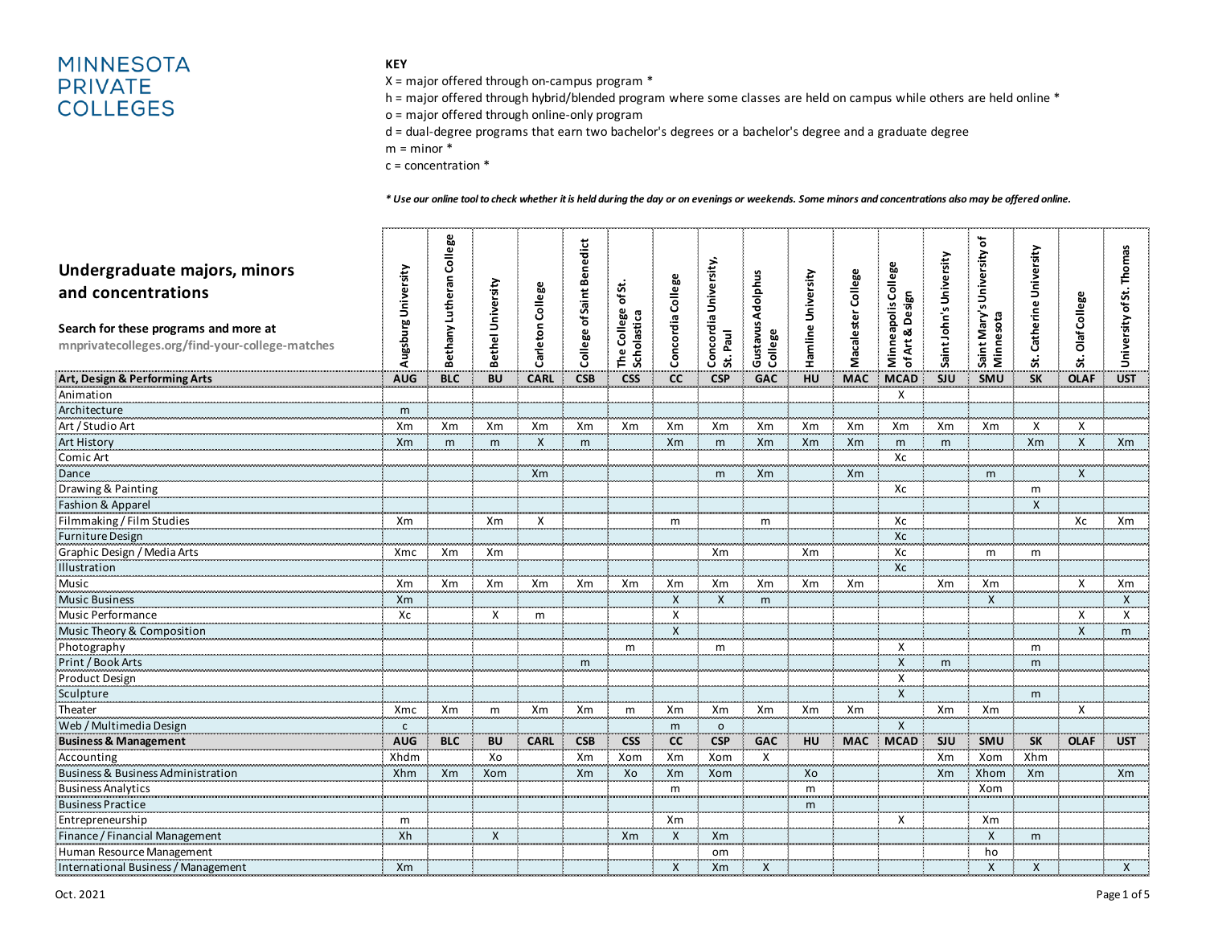# MINNESOTA PRIVATE COLLEGES

**KEY**

X = major offered through on-campus program *
h = major offered through hybrid/blended program where some classes are held on campus while others are held online *
o = major offered through online-only program
d = dual-degree programs that earn two bachelor's degrees or a bachelor's degree and a graduate degree
m = minor *
c = concentration *

*\* Use our online tool to check whether it is held during the day or on evenings or weekends. Some minors and concentrations also may be offered online.*

## Undergraduate majors, minors and concentrations

**Search for these programs and more at**
**mnprivatecolleges.org/find-your-college-matches**

| | Augsburg University | Bethany Lutheran College | Bethel University | Carleton College | College of Saint Benedict | The College of St. Scholastica | Concordia College | Concordia University, St. Paul | Gustavus Adolphus College | Hamline University | Macalester College | Minneapolis College of Art & Design | Saint John's University | Saint Mary's University of Minnesota | St. Catherine University | St. Olaf College | University of St. Thomas |
|---|---|---|---|---|---|---|---|---|---|---|---|---|---|---|---|---|---|
| **Art, Design & Performing Arts** | **AUG** | **BLC** | **BU** | **CARL** | **CSB** | **CSS** | **CC** | **CSP** | **GAC** | **HU** | **MAC** | **MCAD** | **SJU** | **SMU** | **SK** | **OLAF** | **UST** |
| Animation | | | | | | | | | | | | X | | | | | |
| Architecture | m | | | | | | | | | | | | | | | | |
| Art / Studio Art | Xm | Xm | Xm | Xm | Xm | Xm | Xm | Xm | Xm | Xm | Xm | Xm | Xm | Xm | X | X | |
| Art History | Xm | m | m | X | m | | Xm | m | Xm | Xm | Xm | m | m | | Xm | X | Xm |
| Comic Art | | | | | | | | | | | | Xc | | | | | |
| Dance | | | | Xm | | | | m | Xm | | Xm | | | m | | X | |
| Drawing & Painting | | | | | | | | | | | | Xc | | | m | | |
| Fashion & Apparel | | | | | | | | | | | | | | | X | | |
| Filmmaking / Film Studies | Xm | | Xm | X | | | m | | m | | | Xc | | | | Xc | Xm |
| Furniture Design | | | | | | | | | | | | Xc | | | | | |
| Graphic Design / Media Arts | Xmc | Xm | Xm | | | | | Xm | | Xm | | Xc | | m | m | | |
| Illustration | | | | | | | | | | | | Xc | | | | | |
| Music | Xm | Xm | Xm | Xm | Xm | Xm | Xm | Xm | Xm | Xm | Xm | | Xm | Xm | | X | Xm |
| Music Business | Xm | | | | | | X | X | m | | | | | X | | | X |
| Music Performance | Xc | | X | m | | | X | | | | | | | | | X | X |
| Music Theory & Composition | | | | | | | X | | | | | | | | | X | m |
| Photography | | | | | | m | | m | | | | X | | | m | | |
| Print / Book Arts | | | | | m | | | | | | | X | m | | m | | |
| Product Design | | | | | | | | | | | | X | | | | | |
| Sculpture | | | | | | | | | | | | X | | | m | | |
| Theater | Xmc | Xm | m | Xm | Xm | m | Xm | Xm | Xm | Xm | Xm | | Xm | Xm | | X | |
| Web / Multimedia Design | c | | | | | | m | o | | | | X | | | | | |
| **Business & Management** | **AUG** | **BLC** | **BU** | **CARL** | **CSB** | **CSS** | **CC** | **CSP** | **GAC** | **HU** | **MAC** | **MCAD** | **SJU** | **SMU** | **SK** | **OLAF** | **UST** |
| Accounting | Xhdm | | Xo | | Xm | Xom | Xm | Xom | X | | | | Xm | Xom | Xhm | | |
| Business & Business Administration | Xhm | Xm | Xom | | Xm | Xo | Xm | Xom | | Xo | | | Xm | Xhom | Xm | | Xm |
| Business Analytics | | | | | | | m | | | m | | | | Xom | | | |
| Business Practice | | | | | | | | | | m | | | | | | | |
| Entrepreneurship | m | | | | | | Xm | | | | | X | | Xm | | | |
| Finance / Financial Management | Xh | | X | | | Xm | X | Xm | | | | | | X | m | | |
| Human Resource Management | | | | | | | | om | | | | | | ho | | | |
| International Business / Management | Xm | | | | | | X | Xm | X | | | | | X | X | | X |

Oct. 2021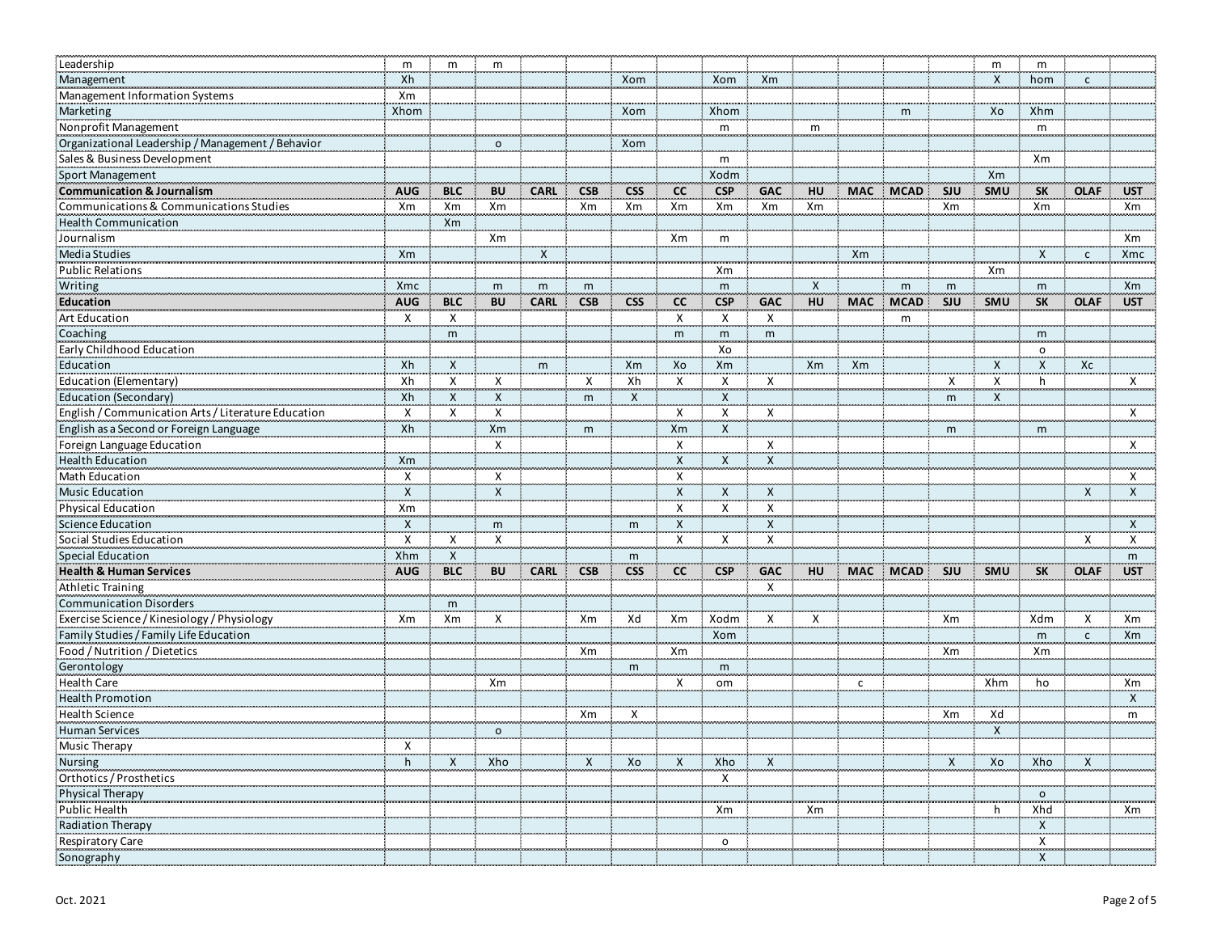| | | | | | | | | | | | | | | | | | |
|---|---|---|---|---|---|---|---|---|---|---|---|---|---|---|---|---|---|
| Leadership | m | m | m | | | | | | | | | | | m | m | | |
| Management | Xh | | | | | Xom | | Xom | Xm | | | | | X | hom | c | |
| Management Information Systems | Xm | | | | | | | | | | | | | | | | |
| Marketing | Xhom | | | | | Xom | | Xhom | | | | m | | Xo | Xhm | | |
| Nonprofit Management | | | | | | | | m | | m | | | | | m | | |
| Organizational Leadership / Management / Behavior | | | o | | | Xom | | | | | | | | | | | |
| Sales & Business Development | | | | | | | | m | | | | | | | Xm | | |
| Sport Management | | | | | | | | Xodm | | | | | | Xm | | | |
| **Communication & Journalism** | **AUG** | **BLC** | **BU** | **CARL** | **CSB** | **CSS** | **CC** | **CSP** | **GAC** | **HU** | **MAC** | **MCAD** | **SJU** | **SMU** | **SK** | **OLAF** | **UST** |
| Communications & Communications Studies | Xm | Xm | Xm | | Xm | Xm | Xm | Xm | Xm | Xm | | | Xm | | Xm | | Xm |
| Health Communication | | Xm | | | | | | | | | | | | | | | |
| Journalism | | | Xm | | | | Xm | m | | | | | | | | | Xm |
| Media Studies | Xm | | | X | | | | | | | Xm | | | | X | c | Xmc |
| Public Relations | | | | | | | | Xm | | | | | | Xm | | | |
| Writing | Xmc | | m | m | m | | | m | | X | | m | m | | m | | Xm |
| **Education** | **AUG** | **BLC** | **BU** | **CARL** | **CSB** | **CSS** | **CC** | **CSP** | **GAC** | **HU** | **MAC** | **MCAD** | **SJU** | **SMU** | **SK** | **OLAF** | **UST** |
| Art Education | X | X | | | | | X | X | X | | | m | | | | | |
| Coaching | | m | | | | | m | m | m | | | | | | m | | |
| Early Childhood Education | | | | | | | | Xo | | | | | | | o | | |
| Education | Xh | X | | m | | Xm | Xo | Xm | | Xm | Xm | | | X | X | Xc | |
| Education (Elementary) | Xh | X | X | | X | Xh | X | X | X | | | | X | X | h | | X |
| Education (Secondary) | Xh | X | X | | m | X | | X | | | | | m | X | | | |
| English / Communication Arts / Literature Education | X | X | X | | | | X | X | X | | | | | | | | X |
| English as a Second or Foreign Language | Xh | | Xm | | m | | Xm | X | | | | | m | | m | | |
| Foreign Language Education | | | X | | | | X | | X | | | | | | | | X |
| Health Education | Xm | | | | | | X | X | X | | | | | | | | |
| Math Education | X | | X | | | | X | | | | | | | | | | X |
| Music Education | X | | X | | | | X | X | X | | | | | | | X | X |
| Physical Education | Xm | | | | | | X | X | X | | | | | | | | |
| Science Education | X | | m | | | m | X | | X | | | | | | | | X |
| Social Studies Education | X | X | X | | | | X | X | X | | | | | | | X | X |
| Special Education | Xhm | X | | | | m | | | | | | | | | | | m |
| **Health & Human Services** | **AUG** | **BLC** | **BU** | **CARL** | **CSB** | **CSS** | **CC** | **CSP** | **GAC** | **HU** | **MAC** | **MCAD** | **SJU** | **SMU** | **SK** | **OLAF** | **UST** |
| Athletic Training | | | | | | | | | X | | | | | | | | |
| Communication Disorders | | m | | | | | | | | | | | | | | | |
| Exercise Science / Kinesiology / Physiology | Xm | Xm | X | | Xm | Xd | Xm | Xodm | X | X | | | Xm | | Xdm | X | Xm |
| Family Studies / Family Life Education | | | | | | | | Xom | | | | | | | m | c | Xm |
| Food / Nutrition / Dietetics | | | | | Xm | | Xm | | | | | | Xm | | Xm | | |
| Gerontology | | | | | | m | | m | | | | | | | | | |
| Health Care | | | Xm | | | | X | om | | | c | | | Xhm | ho | | Xm |
| Health Promotion | | | | | | | | | | | | | | | | | X |
| Health Science | | | | | Xm | X | | | | | | | Xm | Xd | | | m |
| Human Services | | | o | | | | | | | | | | | X | | | |
| Music Therapy | X | | | | | | | | | | | | | | | | |
| Nursing | h | X | Xho | | X | Xo | X | Xho | X | | | | X | Xo | Xho | X | |
| Orthotics / Prosthetics | | | | | | | | X | | | | | | | | | |
| Physical Therapy | | | | | | | | | | | | | | | o | | |
| Public Health | | | | | | | | Xm | | Xm | | | | h | Xhd | | Xm |
| Radiation Therapy | | | | | | | | | | | | | | | X | | |
| Respiratory Care | | | | | | | | o | | | | | | | X | | |
| Sonography | | | | | | | | | | | | | | | X | | |

Oct. 2021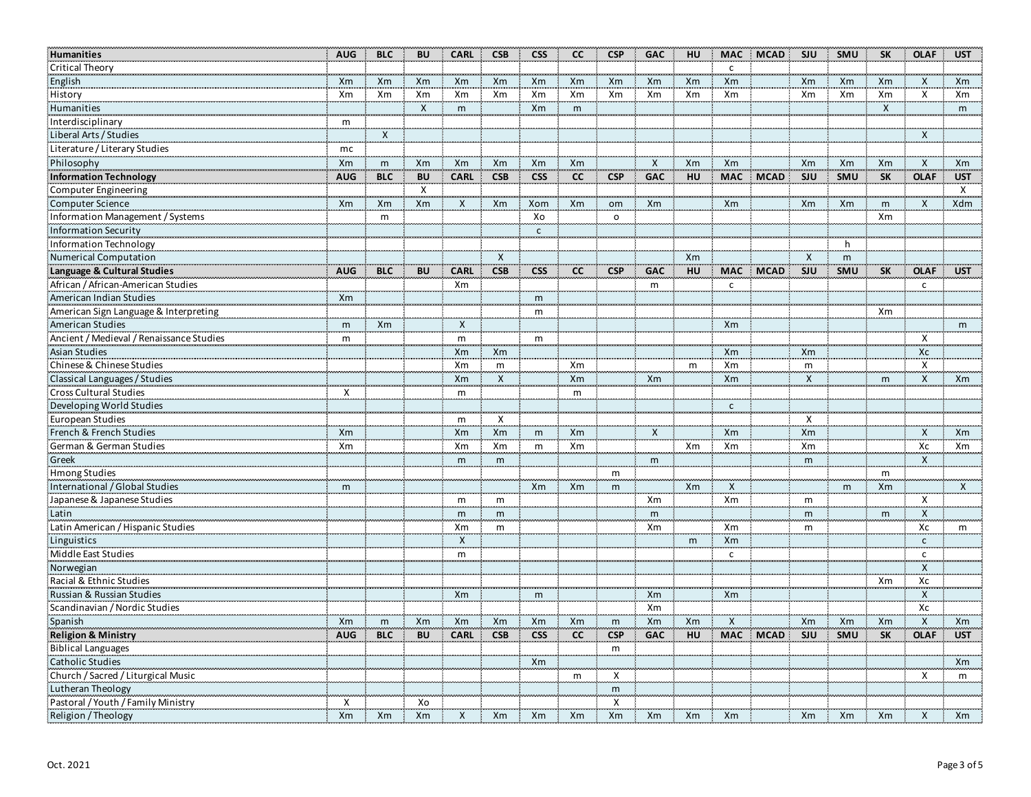| Humanities | AUG | BLC | BU | CARL | CSB | CSS | CC | CSP | GAC | HU | MAC | MCAD | SJU | SMU | SK | OLAF | UST |
|---|---|---|---|---|---|---|---|---|---|---|---|---|---|---|---|---|---|
| Critical Theory | | | | | | | | | | | c | | | | | | |
| English | Xm | Xm | Xm | Xm | Xm | Xm | Xm | Xm | Xm | Xm | Xm | | Xm | Xm | Xm | X | Xm |
| History | Xm | Xm | Xm | Xm | Xm | Xm | Xm | Xm | Xm | Xm | Xm | | Xm | Xm | Xm | X | Xm |
| Humanities | | | X | m | | Xm | m | | | | | | | | X | | m |
| Interdisciplinary | m | | | | | | | | | | | | | | | | |
| Liberal Arts / Studies | | X | | | | | | | | | | | | | | X | |
| Literature / Literary Studies | mc | | | | | | | | | | | | | | | | |
| Philosophy | Xm | m | Xm | Xm | Xm | Xm | Xm | | X | Xm | Xm | | Xm | Xm | Xm | X | Xm |
| **Information Technology** | **AUG** | **BLC** | **BU** | **CARL** | **CSB** | **CSS** | **CC** | **CSP** | **GAC** | **HU** | **MAC** | **MCAD** | **SJU** | **SMU** | **SK** | **OLAF** | **UST** |
| Computer Engineering | | | X | | | | | | | | | | | | | | X |
| Computer Science | Xm | Xm | Xm | X | Xm | Xom | Xm | om | Xm | | Xm | | Xm | Xm | m | X | Xdm |
| Information Management / Systems | | m | | | | Xo | | o | | | | | | | Xm | | |
| Information Security | | | | | | c | | | | | | | | | | | |
| Information Technology | | | | | | | | | | | | | | h | | | |
| Numerical Computation | | | | | X | | | | | Xm | | | X | m | | | |
| **Language & Cultural Studies** | **AUG** | **BLC** | **BU** | **CARL** | **CSB** | **CSS** | **CC** | **CSP** | **GAC** | **HU** | **MAC** | **MCAD** | **SJU** | **SMU** | **SK** | **OLAF** | **UST** |
| African / African-American Studies | | | | Xm | | | | | m | | c | | | | | c | |
| American Indian Studies | Xm | | | | | m | | | | | | | | | | | |
| American Sign Language & Interpreting | | | | | | m | | | | | | | | | Xm | | |
| American Studies | m | Xm | | X | | | | | | | Xm | | | | | | m |
| Ancient / Medieval / Renaissance Studies | m | | | m | | m | | | | | | | | | | X | |
| Asian Studies | | | | Xm | Xm | | | | | | Xm | | Xm | | | Xc | |
| Chinese & Chinese Studies | | | | Xm | m | | Xm | | | m | Xm | | m | | | X | |
| Classical Languages / Studies | | | | Xm | X | | Xm | | Xm | | Xm | | X | | m | X | Xm |
| Cross Cultural Studies | X | | | m | | | m | | | | | | | | | | |
| Developing World Studies | | | | | | | | | | | c | | | | | | |
| European Studies | | | | m | X | | | | | | | | X | | | | |
| French & French Studies | Xm | | | Xm | Xm | m | Xm | | X | | Xm | | Xm | | | X | Xm |
| German & German Studies | Xm | | | Xm | Xm | m | Xm | | | Xm | Xm | | Xm | | | Xc | Xm |
| Greek | | | | m | m | | | | m | | | | m | | | X | |
| Hmong Studies | | | | | | | | m | | | | | | | m | | |
| International / Global Studies | m | | | | | Xm | Xm | m | | Xm | X | | | m | Xm | | X |
| Japanese & Japanese Studies | | | | m | m | | | | Xm | | Xm | | m | | | X | |
| Latin | | | | m | m | | | | m | | | | m | | m | X | |
| Latin American / Hispanic Studies | | | | Xm | m | | | | Xm | | Xm | | m | | | Xc | m |
| Linguistics | | | | X | | | | | | m | Xm | | | | | c | |
| Middle East Studies | | | | m | | | | | | | c | | | | | c | |
| Norwegian | | | | | | | | | | | | | | | | X | |
| Racial & Ethnic Studies | | | | | | | | | | | | | | | Xm | Xc | |
| Russian & Russian Studies | | | | Xm | | m | | | Xm | | Xm | | | | | X | |
| Scandinavian / Nordic Studies | | | | | | | | | Xm | | | | | | | Xc | |
| Spanish | Xm | m | Xm | Xm | Xm | Xm | Xm | m | Xm | Xm | X | | Xm | Xm | Xm | X | Xm |
| **Religion & Ministry** | **AUG** | **BLC** | **BU** | **CARL** | **CSB** | **CSS** | **CC** | **CSP** | **GAC** | **HU** | **MAC** | **MCAD** | **SJU** | **SMU** | **SK** | **OLAF** | **UST** |
| Biblical Languages | | | | | | | | m | | | | | | | | | |
| Catholic Studies | | | | | | Xm | | | | | | | | | | | Xm |
| Church / Sacred / Liturgical Music | | | | | | | m | X | | | | | | | | X | m |
| Lutheran Theology | | | | | | | | m | | | | | | | | | |
| Pastoral / Youth / Family Ministry | X | | Xo | | | | | X | | | | | | | | | |
| Religion / Theology | Xm | Xm | Xm | X | Xm | Xm | Xm | Xm | Xm | Xm | Xm | | Xm | Xm | Xm | X | Xm |

Oct. 2021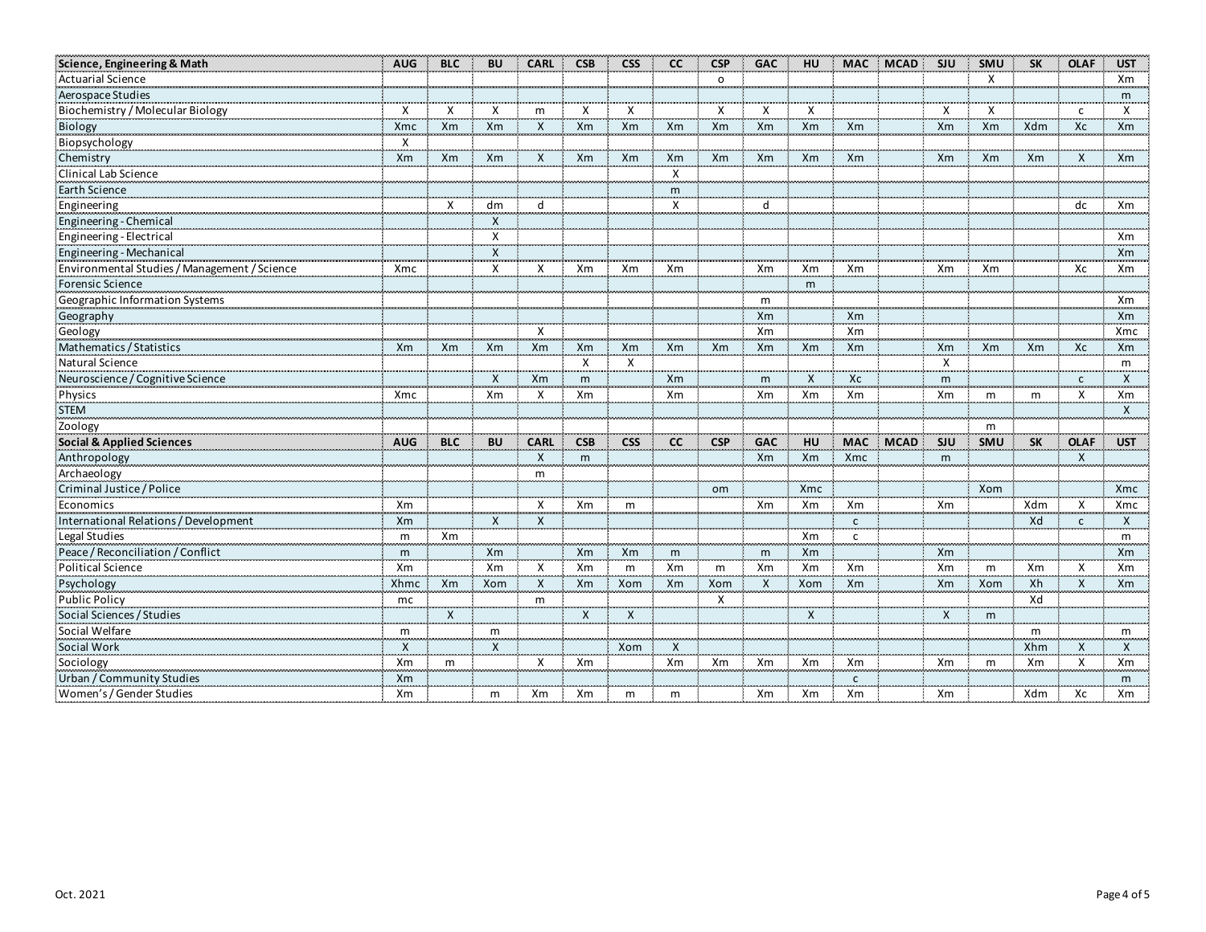| Science, Engineering & Math | AUG | BLC | BU | CARL | CSB | CSS | CC | CSP | GAC | HU | MAC | MCAD | SJU | SMU | SK | OLAF | UST |
|---|---|---|---|---|---|---|---|---|---|---|---|---|---|---|---|---|---|
| Actuarial Science | | | | | | | | o | | | | | | X | | | Xm |
| Aerospace Studies | | | | | | | | | | | | | | | | | m |
| Biochemistry / Molecular Biology | X | X | X | m | X | X | | X | X | X | | | X | X | | c | X |
| Biology | Xmc | Xm | Xm | X | Xm | Xm | Xm | Xm | Xm | Xm | Xm | | Xm | Xm | Xdm | Xc | Xm |
| Biopsychology | X | | | | | | | | | | | | | | | | |
| Chemistry | Xm | Xm | Xm | X | Xm | Xm | Xm | Xm | Xm | Xm | Xm | | Xm | Xm | Xm | X | Xm |
| Clinical Lab Science | | | | | | | X | | | | | | | | | | |
| Earth Science | | | | | | | m | | | | | | | | | | |
| Engineering | | X | dm | d | | | X | | d | | | | | | | dc | Xm |
| Engineering - Chemical | | | X | | | | | | | | | | | | | | |
| Engineering - Electrical | | | X | | | | | | | | | | | | | | Xm |
| Engineering - Mechanical | | | X | | | | | | | | | | | | | | Xm |
| Environmental Studies / Management / Science | Xmc | | X | X | Xm | Xm | Xm | | Xm | Xm | Xm | | Xm | Xm | | Xc | Xm |
| Forensic Science | | | | | | | | | | m | | | | | | | |
| Geographic Information Systems | | | | | | | | | m | | | | | | | | Xm |
| Geography | | | | | | | | | Xm | | Xm | | | | | | Xm |
| Geology | | | | X | | | | | Xm | | Xm | | | | | | Xmc |
| Mathematics / Statistics | Xm | Xm | Xm | Xm | Xm | Xm | Xm | Xm | Xm | Xm | Xm | | Xm | Xm | Xm | Xc | Xm |
| Natural Science | | | | | X | X | | | | | | | X | | | | m |
| Neuroscience / Cognitive Science | | | X | Xm | m | | Xm | | m | X | Xc | | m | | | c | X |
| Physics | Xmc | | Xm | X | Xm | | Xm | | Xm | Xm | Xm | | Xm | m | m | X | Xm |
| STEM | | | | | | | | | | | | | | | | | X |
| Zoology | | | | | | | | | | | | | | m | | | |
| **Social & Applied Sciences** | **AUG** | **BLC** | **BU** | **CARL** | **CSB** | **CSS** | **CC** | **CSP** | **GAC** | **HU** | **MAC** | **MCAD** | **SJU** | **SMU** | **SK** | **OLAF** | **UST** |
| Anthropology | | | | X | m | | | | Xm | Xm | Xmc | | m | | | X | |
| Archaeology | | | | m | | | | | | | | | | | | | |
| Criminal Justice / Police | | | | | | | | om | | Xmc | | | | Xom | | | Xmc |
| Economics | Xm | | | X | Xm | m | | | Xm | Xm | Xm | | Xm | | Xdm | X | Xmc |
| International Relations / Development | Xm | | X | X | | | | | | | c | | | | Xd | c | X |
| Legal Studies | m | Xm | | | | | | | | Xm | c | | | | | | m |
| Peace / Reconciliation / Conflict | m | | Xm | | Xm | Xm | m | | m | Xm | | | Xm | | | | Xm |
| Political Science | Xm | | Xm | X | Xm | m | Xm | m | Xm | Xm | Xm | | Xm | m | Xm | X | Xm |
| Psychology | Xhmc | Xm | Xom | X | Xm | Xom | Xm | Xom | X | Xom | Xm | | Xm | Xom | Xh | X | Xm |
| Public Policy | mc | | | m | | | | X | | | | | | | Xd | | |
| Social Sciences / Studies | | X | | | X | X | | | | X | | | X | m | | | |
| Social Welfare | m | | m | | | | | | | | | | | | m | | m |
| Social Work | X | | X | | | Xom | X | | | | | | | | Xhm | X | X |
| Sociology | Xm | m | | X | Xm | | Xm | Xm | Xm | Xm | Xm | | Xm | m | Xm | X | Xm |
| Urban / Community Studies | Xm | | | | | | | | | | c | | | | | | m |
| Women's / Gender Studies | Xm | | m | Xm | Xm | m | m | | Xm | Xm | Xm | | Xm | | Xdm | Xc | Xm |

Oct. 2021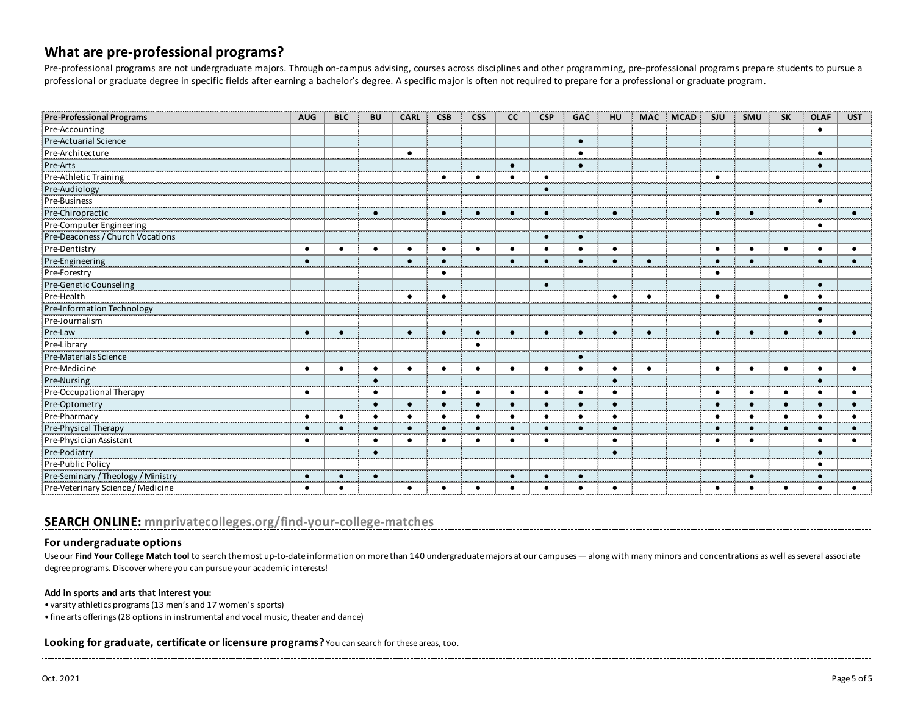## What are pre-professional programs?

Pre-professional programs are not undergraduate majors. Through on-campus advising, courses across disciplines and other programming, pre-professional programs prepare students to pursue a professional or graduate degree in specific fields after earning a bachelor's degree. A specific major is often not required to prepare for a professional or graduate program.

| Pre-Professional Programs | AUG | BLC | BU | CARL | CSB | CSS | CC | CSP | GAC | HU | MAC | MCAD | SJU | SMU | SK | OLAF | UST |
|---|---|---|---|---|---|---|---|---|---|---|---|---|---|---|---|---|---|
| Pre-Accounting | | | | | | | | | | | | | | | | ● | |
| Pre-Actuarial Science | | | | | | | | | ● | | | | | | | | |
| Pre-Architecture | | | | ● | | | | | ● | | | | | | | ● | |
| Pre-Arts | | | | | | | ● | | ● | | | | | | | ● | |
| Pre-Athletic Training | | | | | ● | ● | ● | ● | | | | | ● | | | | |
| Pre-Audiology | | | | | | | | ● | | | | | | | | | |
| Pre-Business | | | | | | | | | | | | | | | | ● | |
| Pre-Chiropractic | | | ● | | ● | ● | ● | ● | | ● | | | ● | ● | | | ● |
| Pre-Computer Engineering | | | | | | | | | | | | | | | | ● | |
| Pre-Deaconess / Church Vocations | | | | | | | | ● | ● | | | | | | | | |
| Pre-Dentistry | ● | ● | ● | ● | ● | ● | ● | ● | ● | ● | | | ● | ● | ● | ● | ● |
| Pre-Engineering | ● | | | ● | ● | | ● | ● | ● | ● | ● | | ● | ● | | ● | ● |
| Pre-Forestry | | | | | ● | | | | | | | | ● | | | | |
| Pre-Genetic Counseling | | | | | | | | ● | | | | | | | | ● | |
| Pre-Health | | | | ● | ● | | | | | ● | ● | | ● | | ● | ● | |
| Pre-Information Technology | | | | | | | | | | | | | | | | ● | |
| Pre-Journalism | | | | | | | | | | | | | | | | ● | |
| Pre-Law | ● | ● | | ● | ● | ● | ● | ● | ● | ● | ● | | ● | ● | ● | ● | ● |
| Pre-Library | | | | | | ● | | | | | | | | | | | |
| Pre-Materials Science | | | | | | | | | ● | | | | | | | | |
| Pre-Medicine | ● | ● | ● | ● | ● | ● | ● | ● | ● | ● | ● | | ● | ● | ● | ● | ● |
| Pre-Nursing | | | ● | | | | | | | ● | | | | | | ● | |
| Pre-Occupational Therapy | ● | | ● | | ● | ● | ● | ● | ● | ● | | | ● | ● | ● | ● | ● |
| Pre-Optometry | | | ● | ● | ● | ● | ● | ● | ● | ● | | | ● | ● | ● | ● | ● |
| Pre-Pharmacy | ● | ● | ● | ● | ● | ● | ● | ● | ● | ● | | | ● | ● | ● | ● | ● |
| Pre-Physical Therapy | ● | ● | ● | ● | ● | ● | ● | ● | ● | ● | | | ● | ● | ● | ● | ● |
| Pre-Physician Assistant | ● | | ● | ● | ● | ● | ● | ● | | ● | | | ● | ● | | ● | ● |
| Pre-Podiatry | | | ● | | | | | | | ● | | | | | | ● | |
| Pre-Public Policy | | | | | | | | | | | | | | | | ● | |
| Pre-Seminary / Theology / Ministry | ● | ● | ● | | | | ● | ● | ● | | | | | ● | | ● | |
| Pre-Veterinary Science / Medicine | ● | ● | | ● | ● | ● | ● | ● | ● | ● | | | ● | ● | ● | ● | ● |

## SEARCH ONLINE: mnprivatecolleges.org/find-your-college-matches

### For undergraduate options

Use our **Find Your College Match tool** to search the most up-to-date information on more than 140 undergraduate majors at our campuses — along with many minors and concentrations as well as several associate degree programs. Discover where you can pursue your academic interests!

**Add in sports and arts that interest you:**

- varsity athletics programs (13 men's and 17 women's sports)
- fine arts offerings (28 options in instrumental and vocal music, theater and dance)

**Looking for graduate, certificate or licensure programs?** You can search for these areas, too.

Oct. 2021